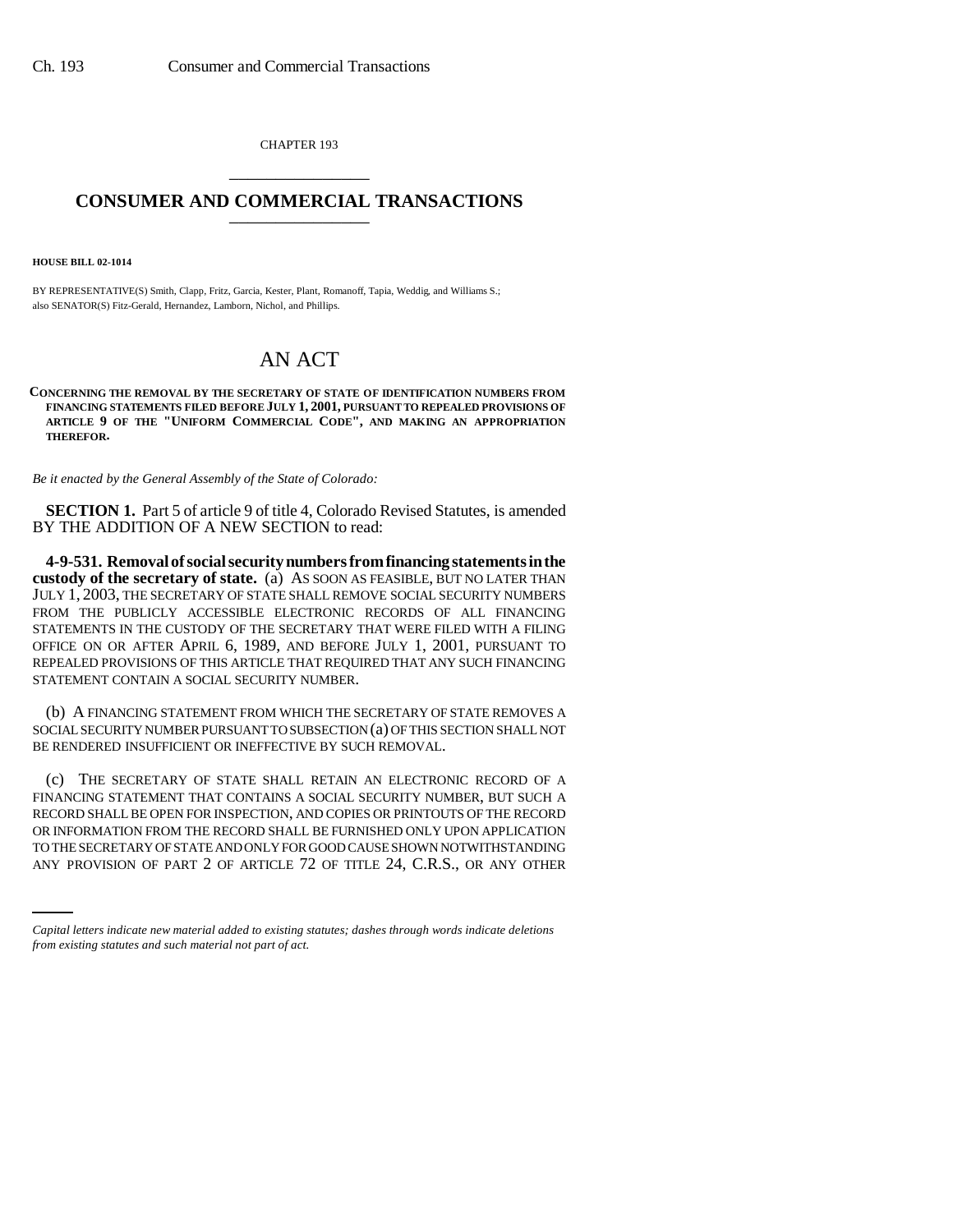CHAPTER 193

# CONSUMER AND COMMERCIAL TRANSACTIONS

**HOUSE BILL 02-1014**

BY REPRESENTATIVE(S) Smith, Clapp, Fritz, Garcia, Kester, Plant, Romanoff, Tapia, Weddig, and Williams S.; also SENATOR(S) Fitz-Gerald, Hernandez, Lamborn, Nichol, and Phillips.

# AN ACT

**CONCERNING THE REMOVAL BY THE SECRETARY OF STATE OF IDENTIFICATION NUMBERS FROM FINANCING STATEMENTS FILED BEFORE JULY 1, 2001, PURSUANT TO REPEALED PROVISIONS OF ARTICLE 9 OF THE "UNIFORM COMMERCIAL CODE", AND MAKING AN APPROPRIATION THEREFOR.**

*Be it enacted by the General Assembly of the State of Colorado:*

**SECTION 1.** Part 5 of article 9 of title 4, Colorado Revised Statutes, is amended BY THE ADDITION OF A NEW SECTION to read:

**4-9-531. Removal of social security numbers from financing statements in the custody of the secretary of state.** (a) AS SOON AS FEASIBLE, BUT NO LATER THAN JULY 1, 2003, THE SECRETARY OF STATE SHALL REMOVE SOCIAL SECURITY NUMBERS FROM THE PUBLICLY ACCESSIBLE ELECTRONIC RECORDS OF ALL FINANCING STATEMENTS IN THE CUSTODY OF THE SECRETARY THAT WERE FILED WITH A FILING OFFICE ON OR AFTER APRIL 6, 1989, AND BEFORE JULY 1, 2001, PURSUANT TO REPEALED PROVISIONS OF THIS ARTICLE THAT REQUIRED THAT ANY SUCH FINANCING STATEMENT CONTAIN A SOCIAL SECURITY NUMBER.

(b) A FINANCING STATEMENT FROM WHICH THE SECRETARY OF STATE REMOVES A SOCIAL SECURITY NUMBER PURSUANT TO SUBSECTION (a) OF THIS SECTION SHALL NOT BE RENDERED INSUFFICIENT OR INEFFECTIVE BY SUCH REMOVAL.

(c) THE SECRETARY OF STATE SHALL RETAIN AN ELECTRONIC RECORD OF A FINANCING STATEMENT THAT CONTAINS A SOCIAL SECURITY NUMBER, BUT SUCH A RECORD SHALL BE OPEN FOR INSPECTION, AND COPIES OR PRINTOUTS OF THE RECORD OR INFORMATION FROM THE RECORD SHALL BE FURNISHED ONLY UPON APPLICATION TO THE SECRETARY OF STATE AND ONLY FOR GOOD CAUSE SHOWN NOTWITHSTANDING ANY PROVISION OF PART 2 OF ARTICLE 72 OF TITLE 24, C.R.S., OR ANY OTHER

*Capital letters indicate new material added to existing statutes; dashes through words indicate deletions from existing statutes and such material not part of act.*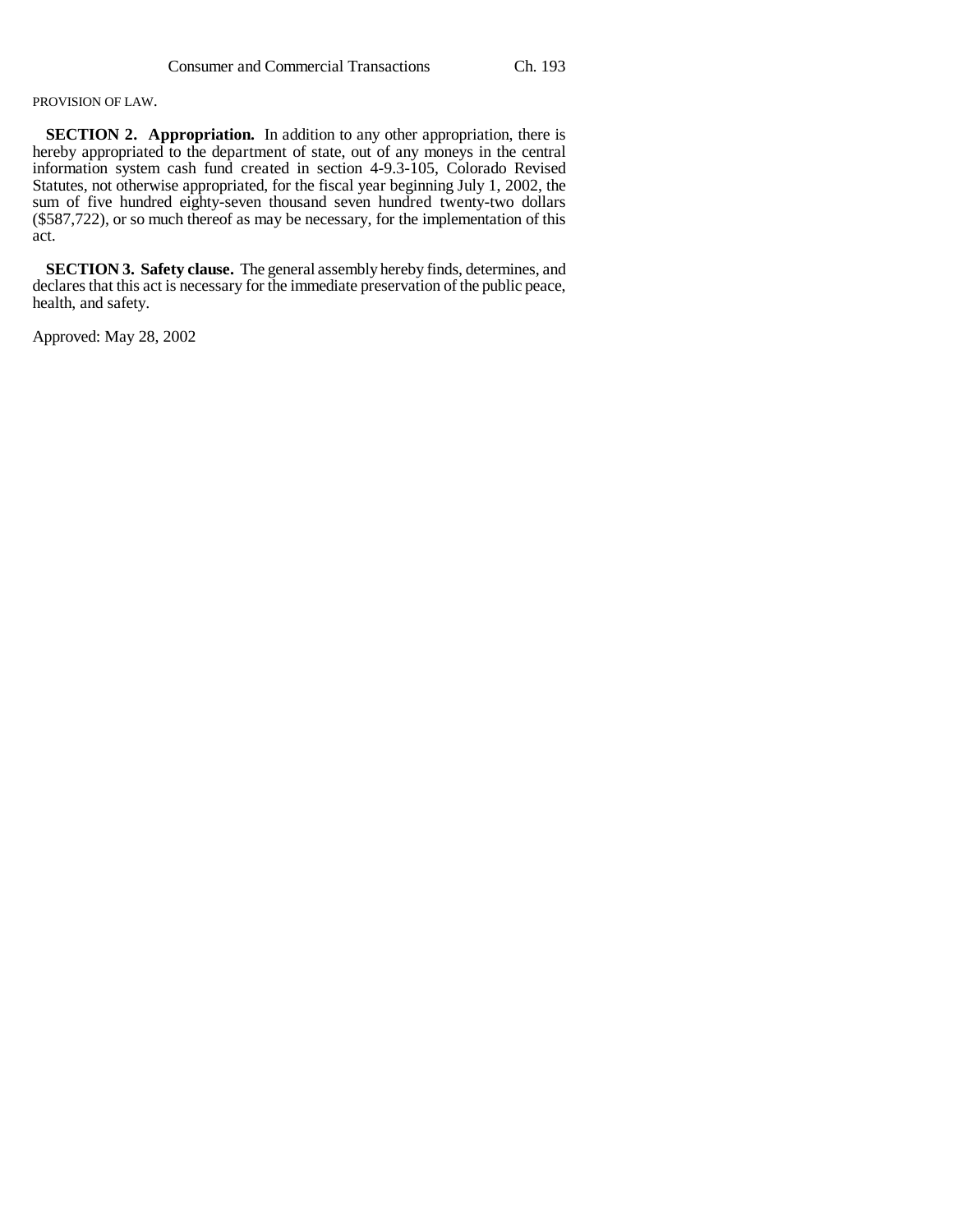PROVISION OF LAW.

**SECTION 2. Appropriation.** In addition to any other appropriation, there is hereby appropriated to the department of state, out of any moneys in the central information system cash fund created in section 4-9.3-105, Colorado Revised Statutes, not otherwise appropriated, for the fiscal year beginning July 1, 2002, the sum of five hundred eighty-seven thousand seven hundred twenty-two dollars ($587,722), or so much thereof as may be necessary, for the implementation of this act.

**SECTION 3. Safety clause.** The general assembly hereby finds, determines, and declares that this act is necessary for the immediate preservation of the public peace, health, and safety.

Approved: May 28, 2002